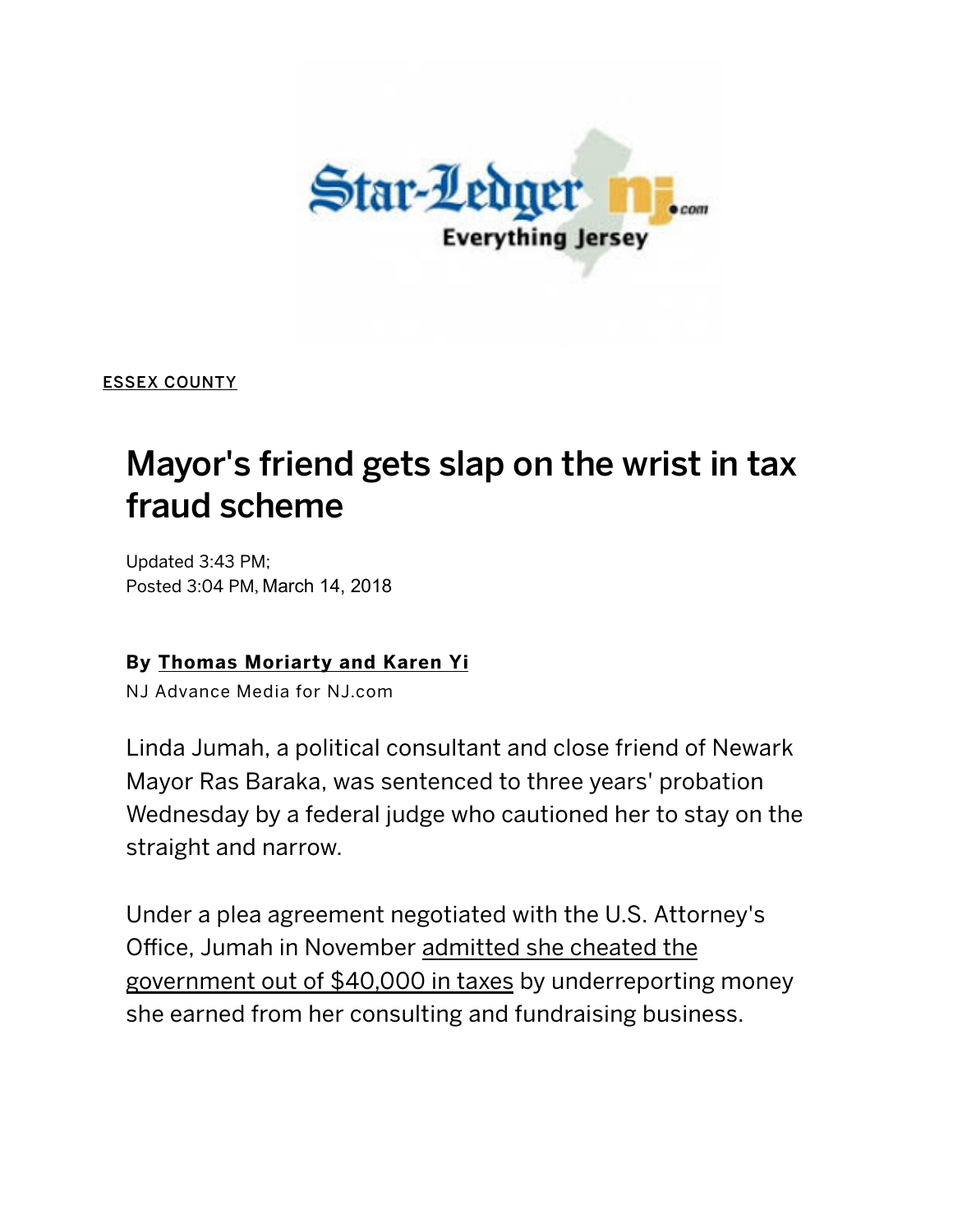ESSEX COUNTY

# Mayor's friend gets slap on the wrist in tax fraud scheme

Updated 3:43 PM;
Posted 3:04 PM, March 14, 2018

**By Thomas Moriarty and Karen Yi**
NJ Advance Media for NJ.com

Linda Jumah, a political consultant and close friend of Newark Mayor Ras Baraka, was sentenced to three years' probation Wednesday by a federal judge who cautioned her to stay on the straight and narrow.

Under a plea agreement negotiated with the U.S. Attorney's Office, Jumah in November admitted she cheated the government out of $40,000 in taxes by underreporting money she earned from her consulting and fundraising business.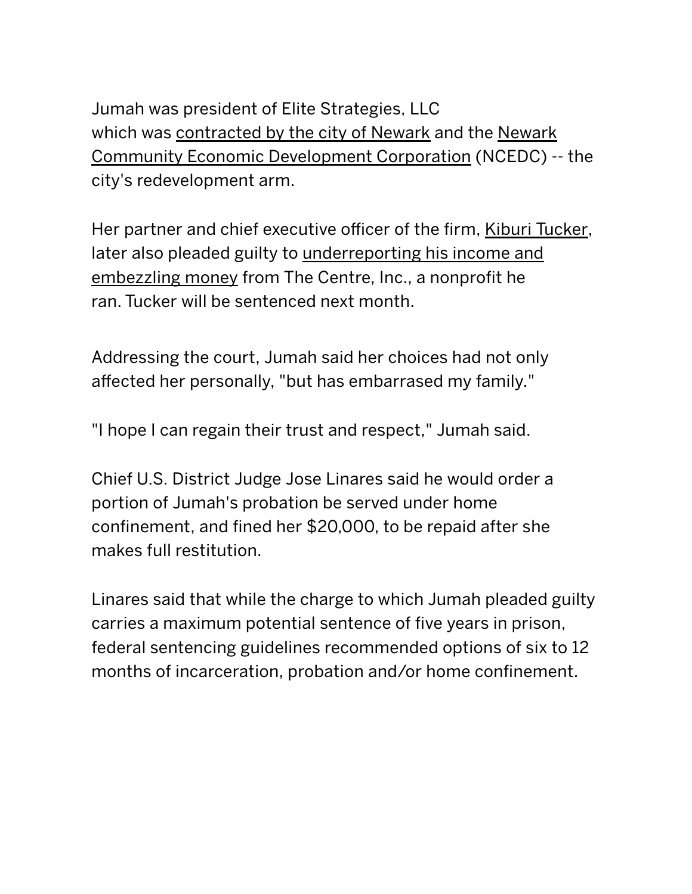Jumah was president of Elite Strategies, LLC which was contracted by the city of Newark and the Newark Community Economic Development Corporation (NCEDC) -- the city's redevelopment arm.

Her partner and chief executive officer of the firm, Kiburi Tucker, later also pleaded guilty to underreporting his income and embezzling money from The Centre, Inc., a nonprofit he ran. Tucker will be sentenced next month.

Addressing the court, Jumah said her choices had not only affected her personally, "but has embarrased my family."

"I hope I can regain their trust and respect," Jumah said.

Chief U.S. District Judge Jose Linares said he would order a portion of Jumah's probation be served under home confinement, and fined her $20,000, to be repaid after she makes full restitution.

Linares said that while the charge to which Jumah pleaded guilty carries a maximum potential sentence of five years in prison, federal sentencing guidelines recommended options of six to 12 months of incarceration, probation and/or home confinement.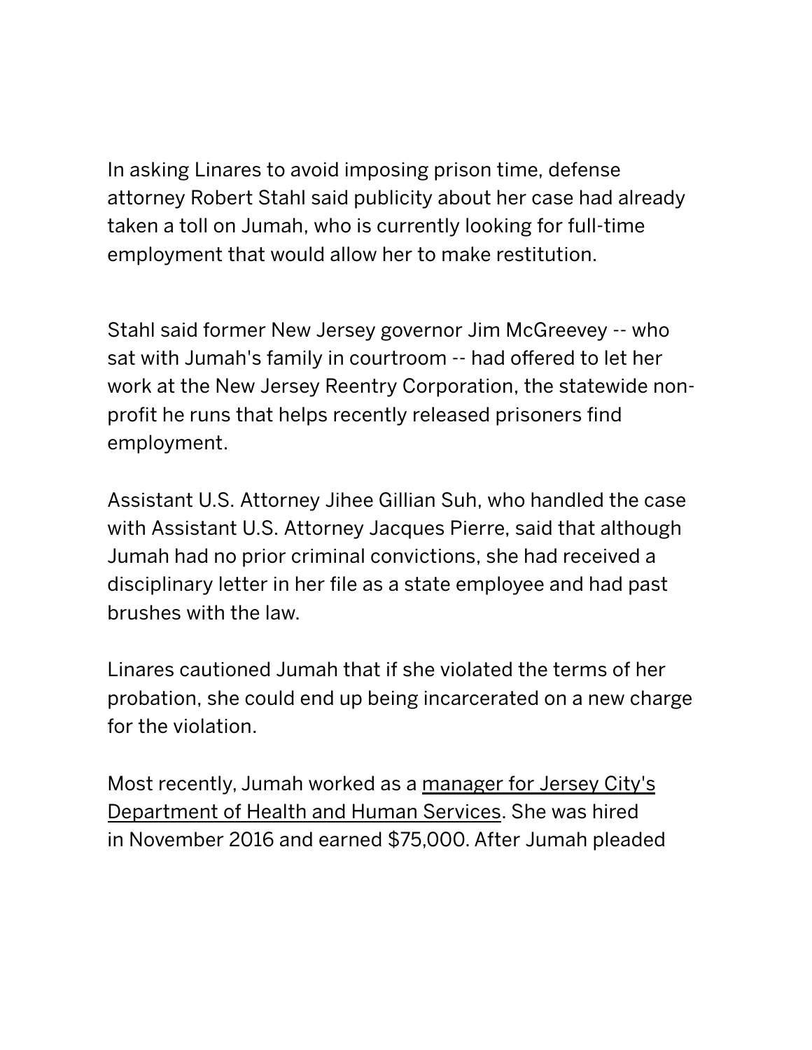In asking Linares to avoid imposing prison time, defense attorney Robert Stahl said publicity about her case had already taken a toll on Jumah, who is currently looking for full-time employment that would allow her to make restitution.

Stahl said former New Jersey governor Jim McGreevey -- who sat with Jumah's family in courtroom -- had offered to let her work at the New Jersey Reentry Corporation, the statewide non-profit he runs that helps recently released prisoners find employment.

Assistant U.S. Attorney Jihee Gillian Suh, who handled the case with Assistant U.S. Attorney Jacques Pierre, said that although Jumah had no prior criminal convictions, she had received a disciplinary letter in her file as a state employee and had past brushes with the law.

Linares cautioned Jumah that if she violated the terms of her probation, she could end up being incarcerated on a new charge for the violation.

Most recently, Jumah worked as a manager for Jersey City's Department of Health and Human Services. She was hired in November 2016 and earned $75,000. After Jumah pleaded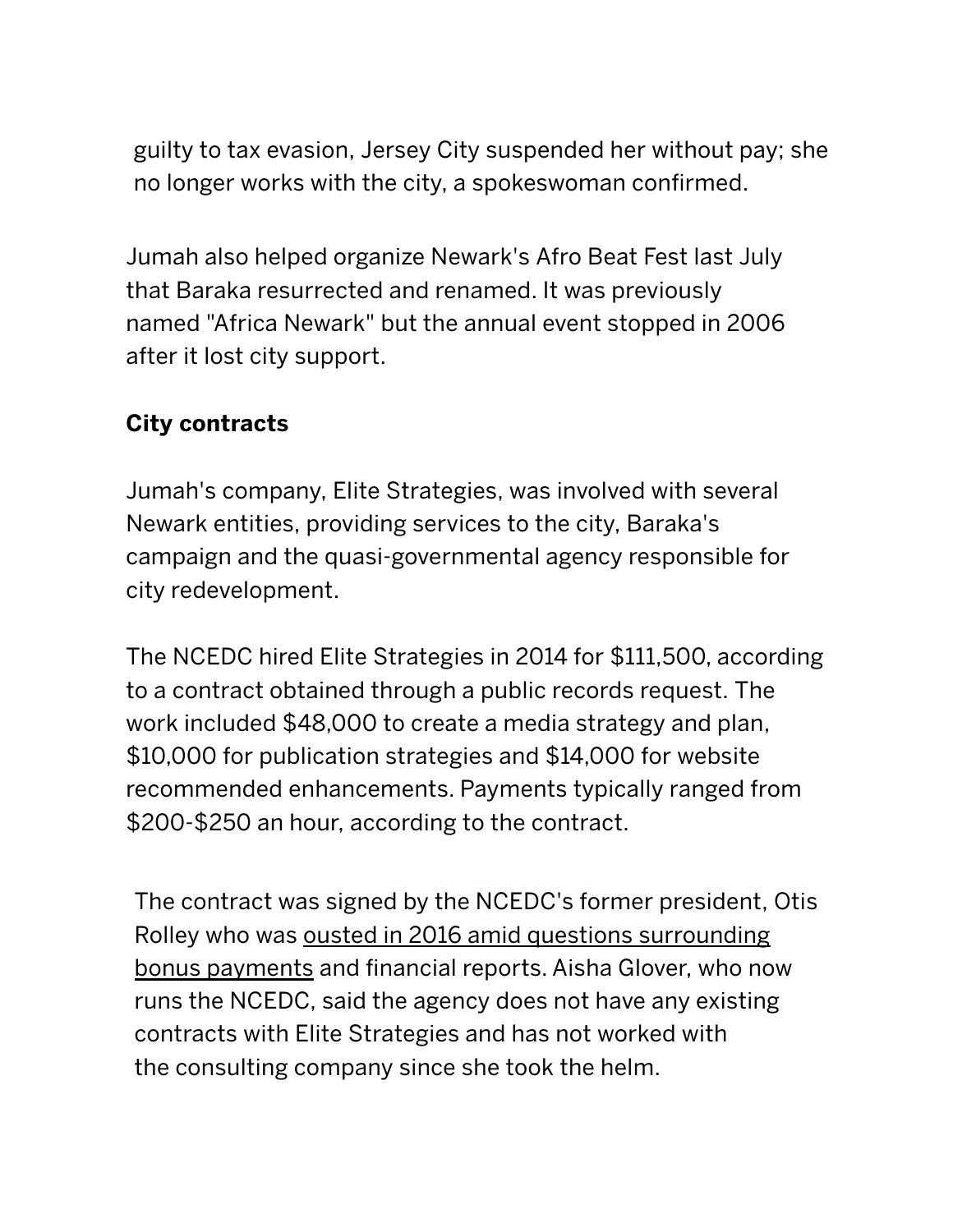guilty to tax evasion, Jersey City suspended her without pay; she no longer works with the city, a spokeswoman confirmed.

Jumah also helped organize Newark's Afro Beat Fest last July that Baraka resurrected and renamed. It was previously named "Africa Newark" but the annual event stopped in 2006 after it lost city support.

**City contracts**

Jumah's company, Elite Strategies, was involved with several Newark entities, providing services to the city, Baraka's campaign and the quasi-governmental agency responsible for city redevelopment.

The NCEDC hired Elite Strategies in 2014 for $111,500, according to a contract obtained through a public records request. The work included $48,000 to create a media strategy and plan, $10,000 for publication strategies and $14,000 for website recommended enhancements. Payments typically ranged from $200-$250 an hour, according to the contract.

The contract was signed by the NCEDC's former president, Otis Rolley who was ousted in 2016 amid questions surrounding bonus payments and financial reports. Aisha Glover, who now runs the NCEDC, said the agency does not have any existing contracts with Elite Strategies and has not worked with the consulting company since she took the helm.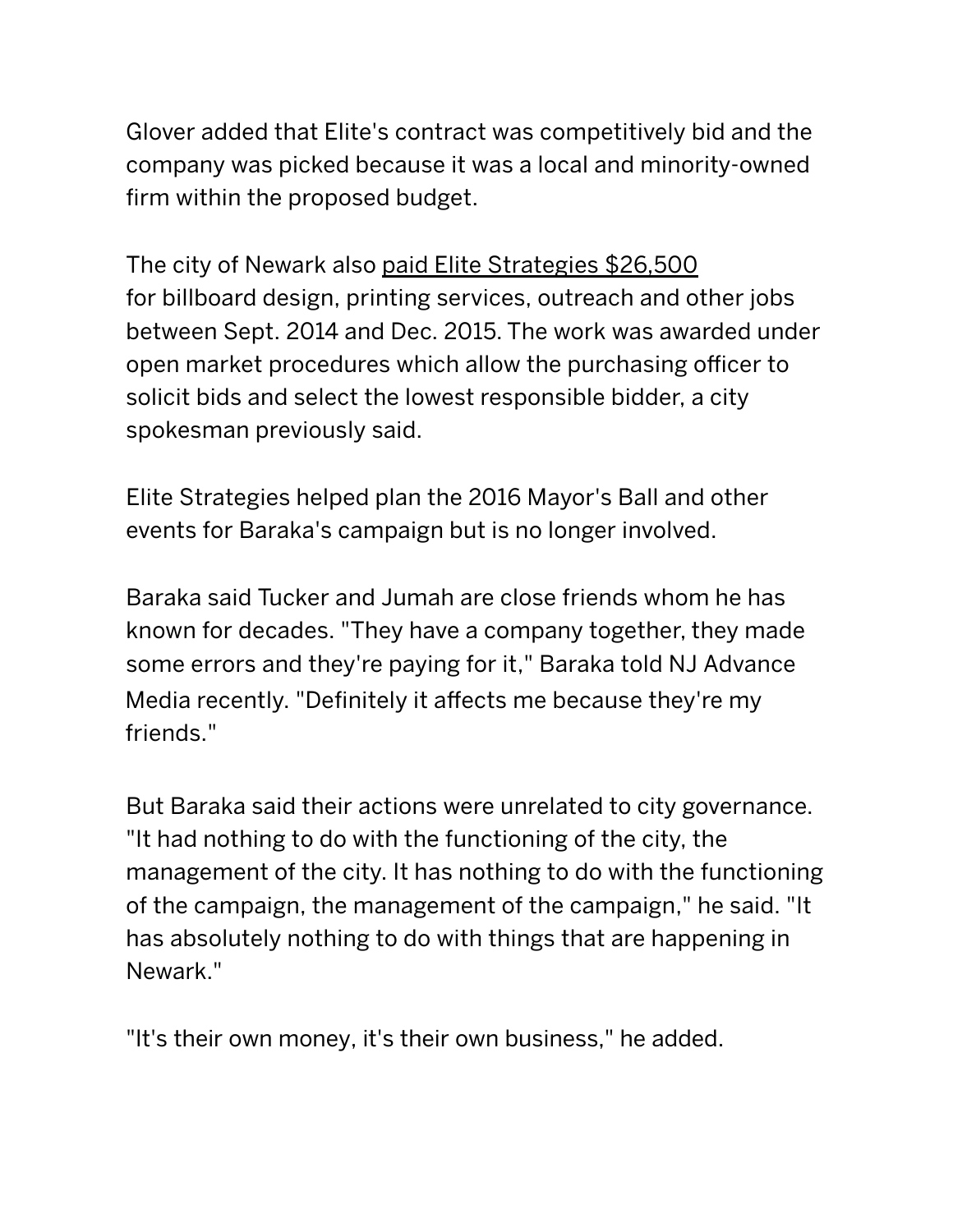Glover added that Elite's contract was competitively bid and the company was picked because it was a local and minority-owned firm within the proposed budget.

The city of Newark also paid Elite Strategies $26,500 for billboard design, printing services, outreach and other jobs between Sept. 2014 and Dec. 2015. The work was awarded under open market procedures which allow the purchasing officer to solicit bids and select the lowest responsible bidder, a city spokesman previously said.

Elite Strategies helped plan the 2016 Mayor's Ball and other events for Baraka's campaign but is no longer involved.

Baraka said Tucker and Jumah are close friends whom he has known for decades. "They have a company together, they made some errors and they're paying for it," Baraka told NJ Advance Media recently. "Definitely it affects me because they're my friends."

But Baraka said their actions were unrelated to city governance. "It had nothing to do with the functioning of the city, the management of the city. It has nothing to do with the functioning of the campaign, the management of the campaign," he said. "It has absolutely nothing to do with things that are happening in Newark."

"It's their own money, it's their own business," he added.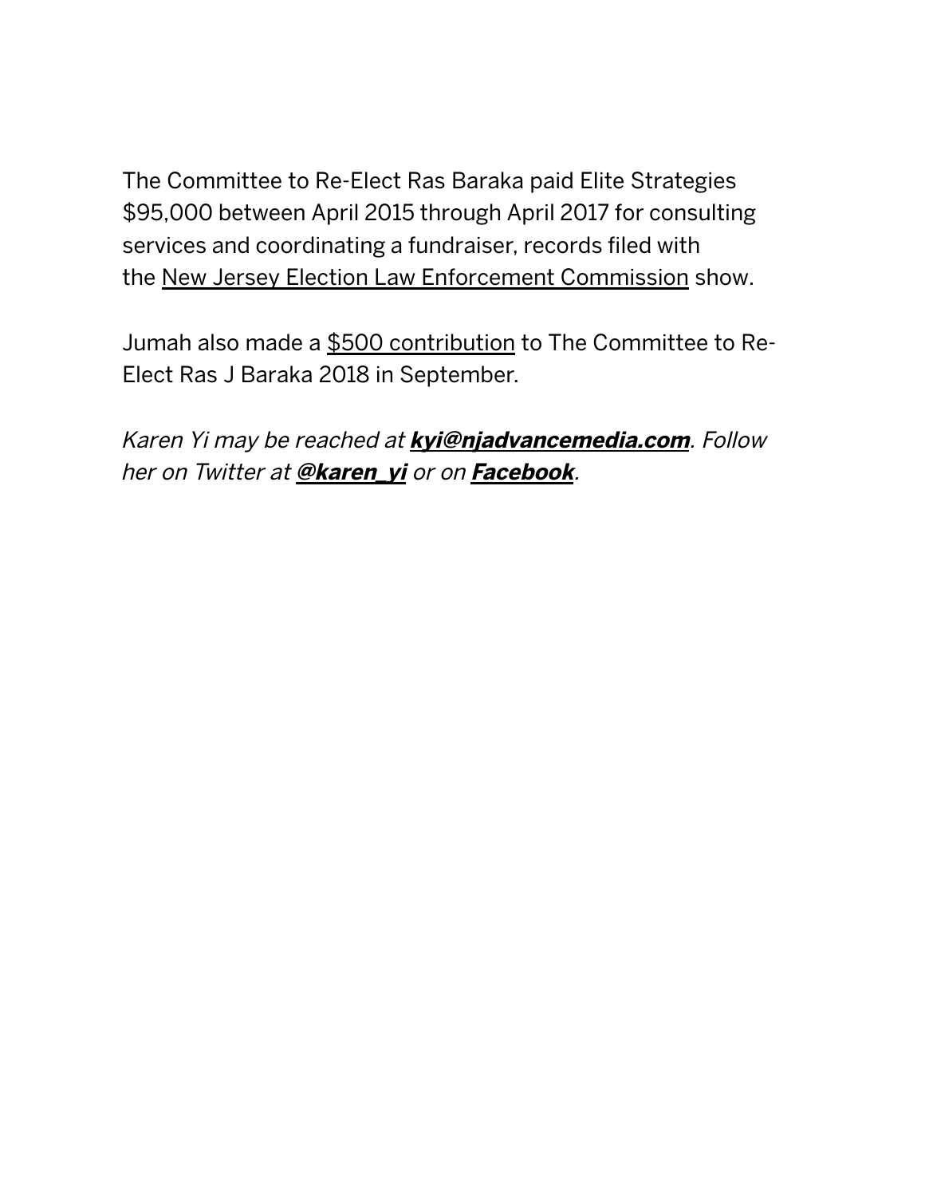The Committee to Re-Elect Ras Baraka paid Elite Strategies $95,000 between April 2015 through April 2017 for consulting services and coordinating a fundraiser, records filed with the New Jersey Election Law Enforcement Commission show.

Jumah also made a $500 contribution to The Committee to Re-Elect Ras J Baraka 2018 in September.

*Karen Yi may be reached at* ***kyi@njadvancemedia.com****. Follow her on Twitter at* ***@karen_yi*** *or on* ***Facebook****.*